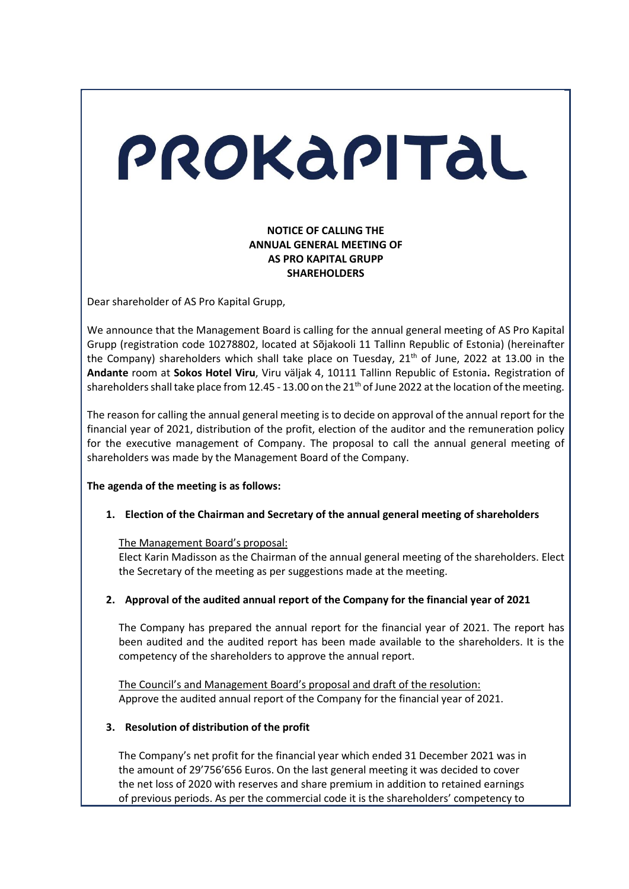# PROKAPITAL

**NOTICE OF CALLING THE ANNUAL GENERAL MEETING OF AS PRO KAPITAL GRUPP SHAREHOLDERS**

Dear shareholder of AS Pro Kapital Grupp,

We announce that the Management Board is calling for the annual general meeting of AS Pro Kapital Grupp (registration code 10278802, located at Sõjakooli 11 Tallinn Republic of Estonia) (hereinafter the Company) shareholders which shall take place on Tuesday, 21th of June, 2022 at 13.00 in the **Andante** room at **Sokos Hotel Viru**, Viru väljak 4, 10111 Tallinn Republic of Estonia**.** Registration of shareholders shall take place from 12.45 - 13.00 on the 21th of June 2022 at the location of the meeting.

The reason for calling the annual general meeting is to decide on approval of the annual report for the financial year of 2021, distribution of the profit, election of the auditor and the remuneration policy for the executive management of Company. The proposal to call the annual general meeting of shareholders was made by the Management Board of the Company.

**The agenda of the meeting is as follows:**

1. **Election of the Chairman and Secretary of the annual general meeting of shareholders**

   The Management Board's proposal:
   Elect Karin Madisson as the Chairman of the annual general meeting of the shareholders. Elect the Secretary of the meeting as per suggestions made at the meeting.

2. **Approval of the audited annual report of the Company for the financial year of 2021**

   The Company has prepared the annual report for the financial year of 2021. The report has been audited and the audited report has been made available to the shareholders. It is the competency of the shareholders to approve the annual report.

   The Council's and Management Board's proposal and draft of the resolution:
   Approve the audited annual report of the Company for the financial year of 2021.

3. **Resolution of distribution of the profit**

   The Company's net profit for the financial year which ended 31 December 2021 was in the amount of 29'756'656 Euros. On the last general meeting it was decided to cover the net loss of 2020 with reserves and share premium in addition to retained earnings of previous periods. As per the commercial code it is the shareholders' competency to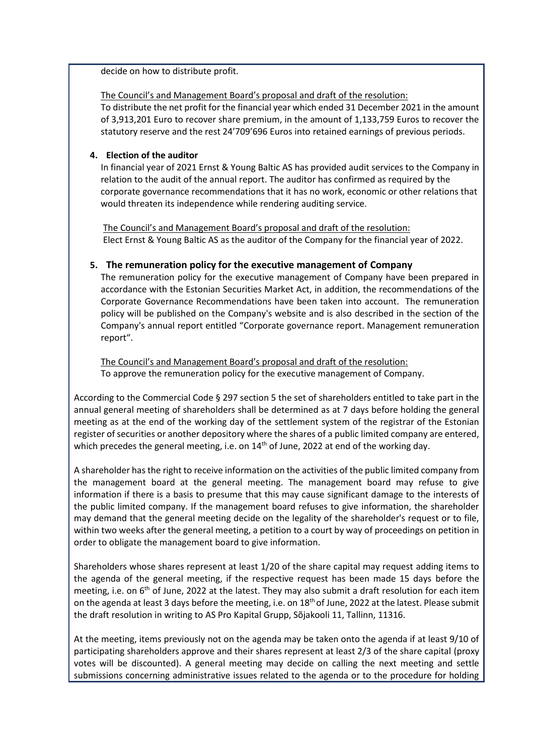decide on how to distribute profit.

The Council's and Management Board's proposal and draft of the resolution:
To distribute the net profit for the financial year which ended 31 December 2021 in the amount of 3,913,201 Euro to recover share premium, in the amount of 1,133,759 Euros to recover the statutory reserve and the rest 24'709'696 Euros into retained earnings of previous periods.

**4. Election of the auditor**

In financial year of 2021 Ernst & Young Baltic AS has provided audit services to the Company in relation to the audit of the annual report. The auditor has confirmed as required by the corporate governance recommendations that it has no work, economic or other relations that would threaten its independence while rendering auditing service.

The Council's and Management Board's proposal and draft of the resolution:
Elect Ernst & Young Baltic AS as the auditor of the Company for the financial year of 2022.

**5. The remuneration policy for the executive management of Company**

The remuneration policy for the executive management of Company have been prepared in accordance with the Estonian Securities Market Act, in addition, the recommendations of the Corporate Governance Recommendations have been taken into account. The remuneration policy will be published on the Company's website and is also described in the section of the Company's annual report entitled "Corporate governance report. Management remuneration report".

The Council's and Management Board's proposal and draft of the resolution:
To approve the remuneration policy for the executive management of Company.

According to the Commercial Code § 297 section 5 the set of shareholders entitled to take part in the annual general meeting of shareholders shall be determined as at 7 days before holding the general meeting as at the end of the working day of the settlement system of the registrar of the Estonian register of securities or another depository where the shares of a public limited company are entered, which precedes the general meeting, i.e. on 14th of June, 2022 at end of the working day.

A shareholder has the right to receive information on the activities of the public limited company from the management board at the general meeting. The management board may refuse to give information if there is a basis to presume that this may cause significant damage to the interests of the public limited company. If the management board refuses to give information, the shareholder may demand that the general meeting decide on the legality of the shareholder's request or to file, within two weeks after the general meeting, a petition to a court by way of proceedings on petition in order to obligate the management board to give information.

Shareholders whose shares represent at least 1/20 of the share capital may request adding items to the agenda of the general meeting, if the respective request has been made 15 days before the meeting, i.e. on 6th of June, 2022 at the latest. They may also submit a draft resolution for each item on the agenda at least 3 days before the meeting, i.e. on 18th of June, 2022 at the latest. Please submit the draft resolution in writing to AS Pro Kapital Grupp, Sõjakooli 11, Tallinn, 11316.

At the meeting, items previously not on the agenda may be taken onto the agenda if at least 9/10 of participating shareholders approve and their shares represent at least 2/3 of the share capital (proxy votes will be discounted). A general meeting may decide on calling the next meeting and settle submissions concerning administrative issues related to the agenda or to the procedure for holding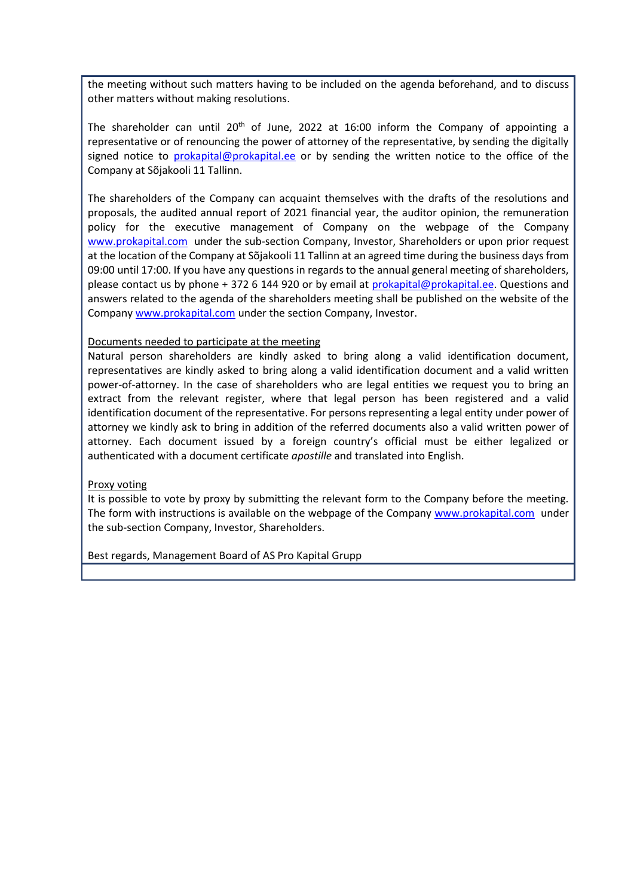the meeting without such matters having to be included on the agenda beforehand, and to discuss other matters without making resolutions.

The shareholder can until 20th of June, 2022 at 16:00 inform the Company of appointing a representative or of renouncing the power of attorney of the representative, by sending the digitally signed notice to prokapital@prokapital.ee or by sending the written notice to the office of the Company at Sõjakooli 11 Tallinn.

The shareholders of the Company can acquaint themselves with the drafts of the resolutions and proposals, the audited annual report of 2021 financial year, the auditor opinion, the remuneration policy for the executive management of Company on the webpage of the Company www.prokapital.com under the sub-section Company, Investor, Shareholders or upon prior request at the location of the Company at Sõjakooli 11 Tallinn at an agreed time during the business days from 09:00 until 17:00. If you have any questions in regards to the annual general meeting of shareholders, please contact us by phone + 372 6 144 920 or by email at prokapital@prokapital.ee. Questions and answers related to the agenda of the shareholders meeting shall be published on the website of the Company www.prokapital.com under the section Company, Investor.

Documents needed to participate at the meeting

Natural person shareholders are kindly asked to bring along a valid identification document, representatives are kindly asked to bring along a valid identification document and a valid written power-of-attorney. In the case of shareholders who are legal entities we request you to bring an extract from the relevant register, where that legal person has been registered and a valid identification document of the representative. For persons representing a legal entity under power of attorney we kindly ask to bring in addition of the referred documents also a valid written power of attorney. Each document issued by a foreign country's official must be either legalized or authenticated with a document certificate *apostille* and translated into English.

Proxy voting

It is possible to vote by proxy by submitting the relevant form to the Company before the meeting. The form with instructions is available on the webpage of the Company www.prokapital.com under the sub-section Company, Investor, Shareholders.

Best regards, Management Board of AS Pro Kapital Grupp